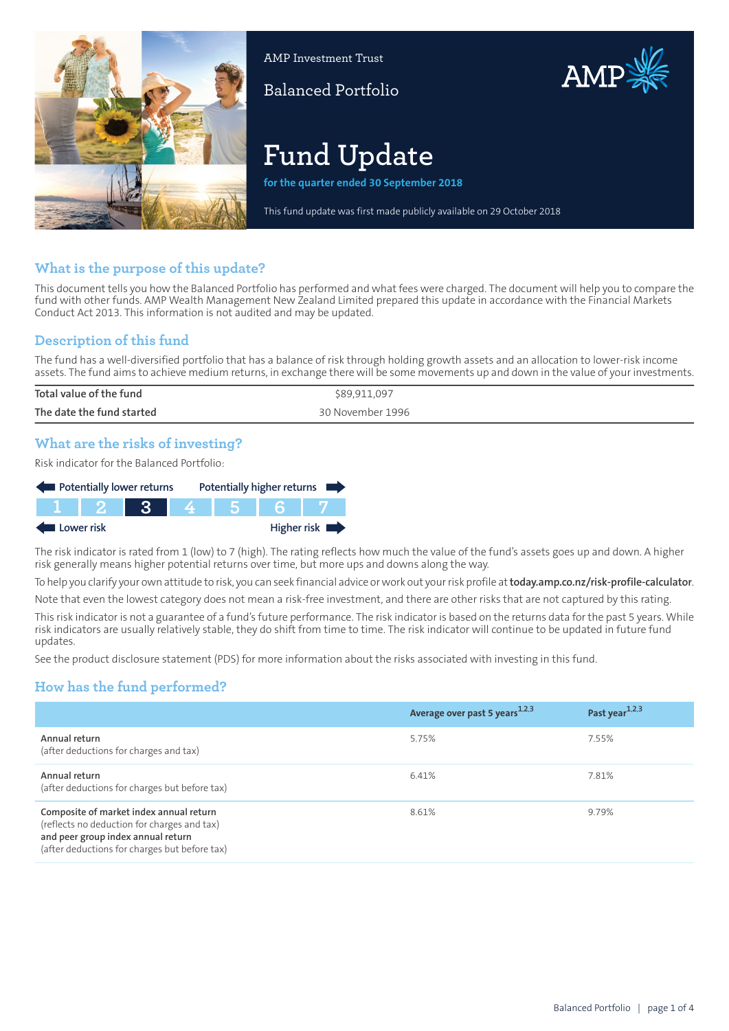AMP Investment Trust

Balanced Portfolio

# Fund Update

**for the quarter ended 30 September 2018**

This fund update was first made publicly available on 29 October 2018

## What is the purpose of this update?

This document tells you how the Balanced Portfolio has performed and what fees were charged. The document will help you to compare the fund with other funds. AMP Wealth Management New Zealand Limited prepared this update in accordance with the Financial Markets Conduct Act 2013. This information is not audited and may be updated.

## Description of this fund

The fund has a well-diversified portfolio that has a balance of risk through holding growth assets and an allocation to lower-risk income assets. The fund aims to achieve medium returns, in exchange there will be some movements up and down in the value of your investments.

| | |
|---|---|
| **Total value of the fund** | $89,911,097 |
| **The date the fund started** | 30 November 1996 |

## What are the risks of investing?

Risk indicator for the Balanced Portfolio:

Potentially lower returns ← → Potentially higher returns

| 1 | 2 | **3** | 4 | 5 | 6 | 7 |
|---|---|---|---|---|---|---|

Lower risk ← → Higher risk

The risk indicator is rated from 1 (low) to 7 (high). The rating reflects how much the value of the fund's assets goes up and down. A higher risk generally means higher potential returns over time, but more ups and downs along the way.

To help you clarify your own attitude to risk, you can seek financial advice or work out your risk profile at **today.amp.co.nz/risk-profile-calculator**.

Note that even the lowest category does not mean a risk-free investment, and there are other risks that are not captured by this rating.

This risk indicator is not a guarantee of a fund's future performance. The risk indicator is based on the returns data for the past 5 years. While risk indicators are usually relatively stable, they do shift from time to time. The risk indicator will continue to be updated in future fund updates.

See the product disclosure statement (PDS) for more information about the risks associated with investing in this fund.

## How has the fund performed?

| | Average over past 5 years[1,2,3] | Past year[1,2,3] |
|---|---|---|
| **Annual return** (after deductions for charges and tax) | 5.75% | 7.55% |
| **Annual return** (after deductions for charges but before tax) | 6.41% | 7.81% |
| **Composite of market index annual return** (reflects no deduction for charges and tax) **and peer group index annual return** (after deductions for charges but before tax) | 8.61% | 9.79% |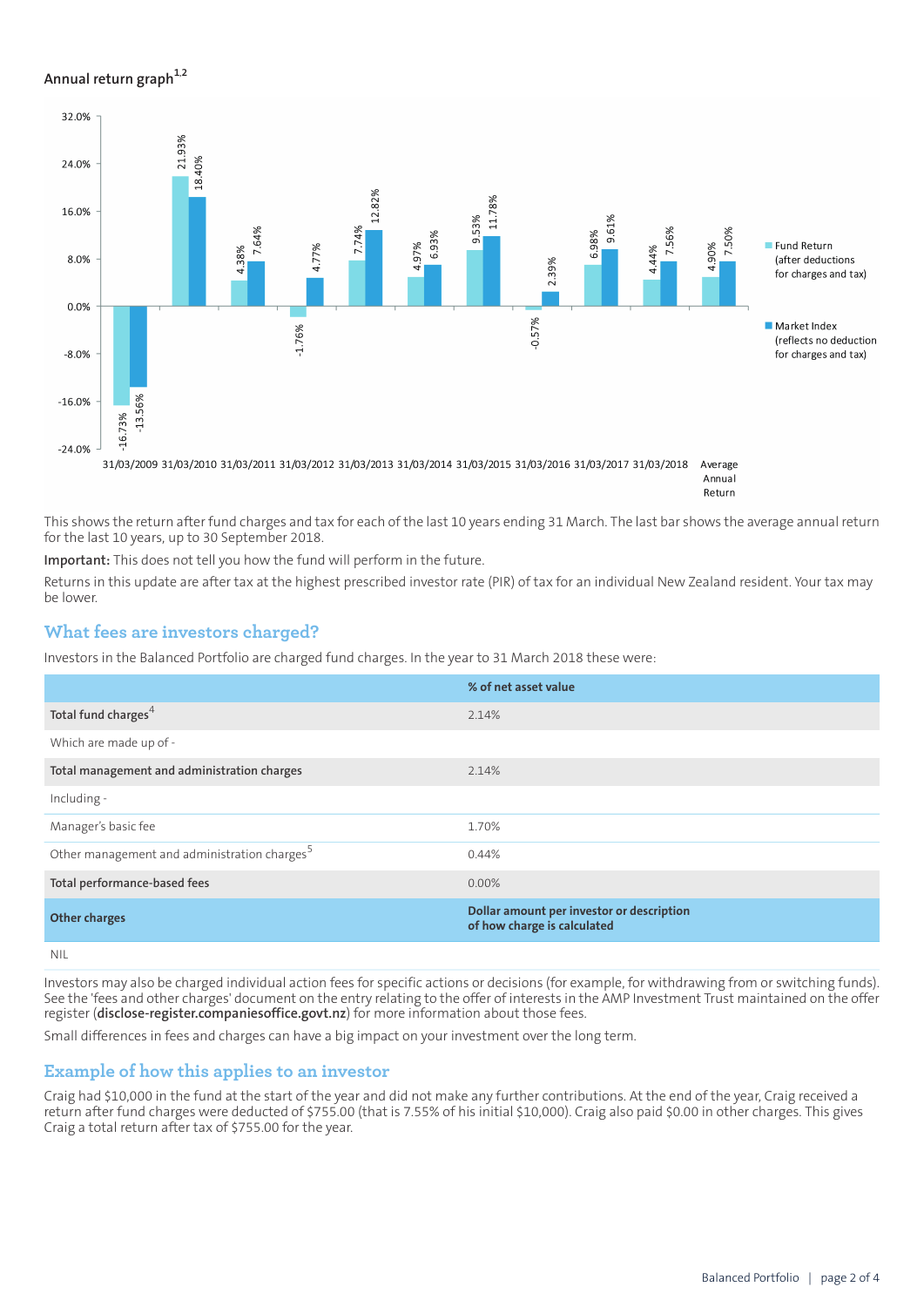Annual return graph[1,2]

| Year ending | Fund Return (after deductions for charges and tax) | Market Index (reflects no deduction for charges and tax) |
|---|---|---|
| 31/03/2009 | -16.73% | -13.56% |
| 31/03/2010 | 21.93% | 18.40% |
| 31/03/2011 | 4.38% | 7.64% |
| 31/03/2012 | -1.76% | 4.77% |
| 31/03/2013 | 7.74% | 12.82% |
| 31/03/2014 | 4.97% | 6.93% |
| 31/03/2015 | 9.53% | 11.78% |
| 31/03/2016 | -0.57% | 2.39% |
| 31/03/2017 | 6.98% | 9.61% |
| 31/03/2018 | 4.44% | 7.56% |
| Average Annual Return | 4.90% | 7.50% |

This shows the return after fund charges and tax for each of the last 10 years ending 31 March. The last bar shows the average annual return for the last 10 years, up to 30 September 2018.

**Important:** This does not tell you how the fund will perform in the future.

Returns in this update are after tax at the highest prescribed investor rate (PIR) of tax for an individual New Zealand resident. Your tax may be lower.

## What fees are investors charged?

Investors in the Balanced Portfolio are charged fund charges. In the year to 31 March 2018 these were:

| | % of net asset value |
|---|---|
| **Total fund charges[4]** | 2.14% |
| Which are made up of - | |
| **Total management and administration charges** | 2.14% |
| Including - | |
| Manager's basic fee | 1.70% |
| Other management and administration charges[5] | 0.44% |
| **Total performance-based fees** | 0.00% |
| **Other charges** | **Dollar amount per investor or description of how charge is calculated** |
| NIL | |

Investors may also be charged individual action fees for specific actions or decisions (for example, for withdrawing from or switching funds). See the 'fees and other charges' document on the entry relating to the offer of interests in the AMP Investment Trust maintained on the offer register (**disclose-register.companiesoffice.govt.nz**) for more information about those fees.

Small differences in fees and charges can have a big impact on your investment over the long term.

## Example of how this applies to an investor

Craig had $10,000 in the fund at the start of the year and did not make any further contributions. At the end of the year, Craig received a return after fund charges were deducted of $755.00 (that is 7.55% of his initial $10,000). Craig also paid $0.00 in other charges. This gives Craig a total return after tax of $755.00 for the year.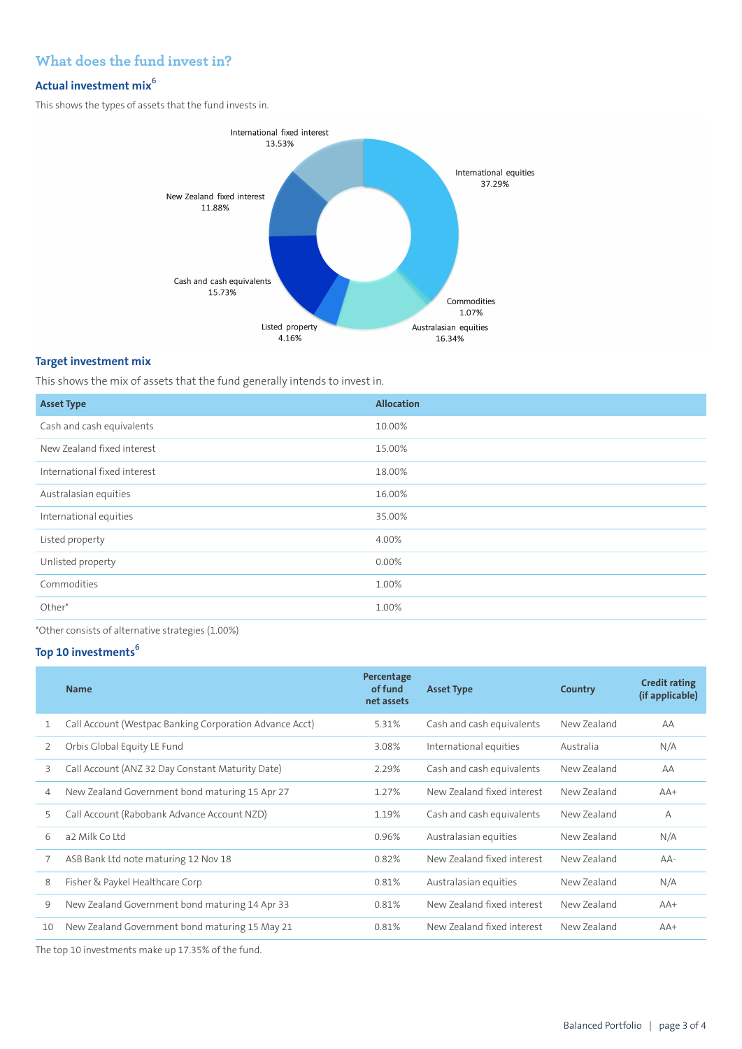## What does the fund invest in?

### Actual investment mix[6]

This shows the types of assets that the fund invests in.

International fixed interest 13.53%

International equities 37.29%

New Zealand fixed interest 11.88%

Cash and cash equivalents 15.73%

Commodities 1.07%

Listed property 4.16%

Australasian equities 16.34%

### Target investment mix

This shows the mix of assets that the fund generally intends to invest in.

| Asset Type | Allocation |
|---|---|
| Cash and cash equivalents | 10.00% |
| New Zealand fixed interest | 15.00% |
| International fixed interest | 18.00% |
| Australasian equities | 16.00% |
| International equities | 35.00% |
| Listed property | 4.00% |
| Unlisted property | 0.00% |
| Commodities | 1.00% |
| Other* | 1.00% |

*Other consists of alternative strategies (1.00%)

### Top 10 investments[6]

| | Name | Percentage of fund net assets | Asset Type | Country | Credit rating (if applicable) |
|---|---|---|---|---|---|
| 1 | Call Account (Westpac Banking Corporation Advance Acct) | 5.31% | Cash and cash equivalents | New Zealand | AA |
| 2 | Orbis Global Equity LE Fund | 3.08% | International equities | Australia | N/A |
| 3 | Call Account (ANZ 32 Day Constant Maturity Date) | 2.29% | Cash and cash equivalents | New Zealand | AA |
| 4 | New Zealand Government bond maturing 15 Apr 27 | 1.27% | New Zealand fixed interest | New Zealand | AA+ |
| 5 | Call Account (Rabobank Advance Account NZD) | 1.19% | Cash and cash equivalents | New Zealand | A |
| 6 | a2 Milk Co Ltd | 0.96% | Australasian equities | New Zealand | N/A |
| 7 | ASB Bank Ltd note maturing 12 Nov 18 | 0.82% | New Zealand fixed interest | New Zealand | AA- |
| 8 | Fisher & Paykel Healthcare Corp | 0.81% | Australasian equities | New Zealand | N/A |
| 9 | New Zealand Government bond maturing 14 Apr 33 | 0.81% | New Zealand fixed interest | New Zealand | AA+ |
| 10 | New Zealand Government bond maturing 15 May 21 | 0.81% | New Zealand fixed interest | New Zealand | AA+ |

The top 10 investments make up 17.35% of the fund.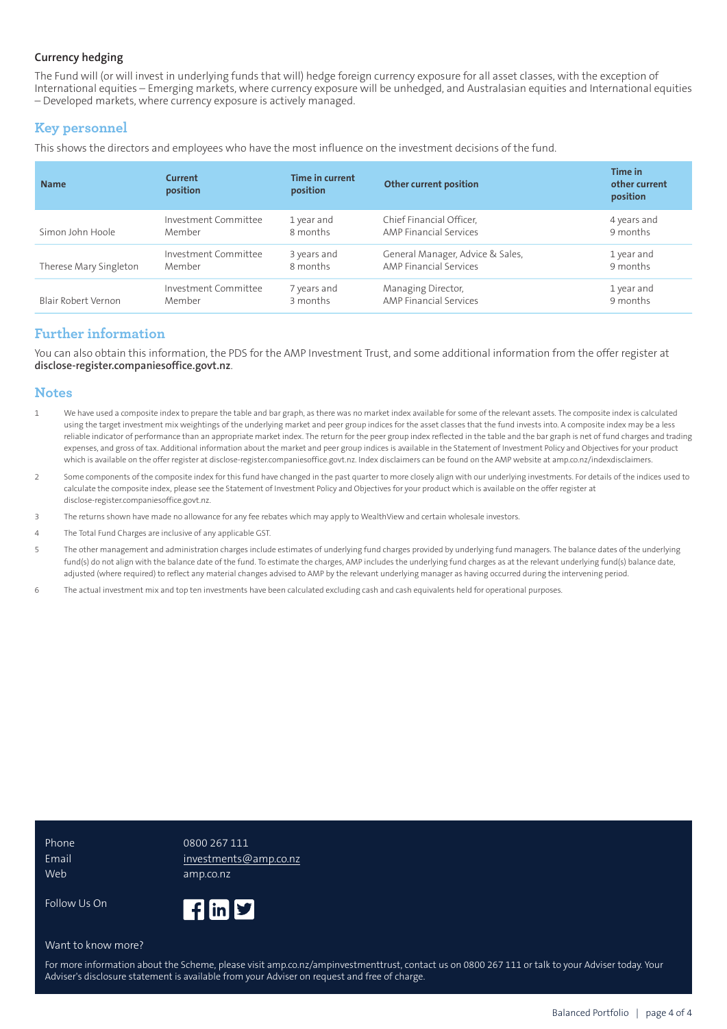### Currency hedging

The Fund will (or will invest in underlying funds that will) hedge foreign currency exposure for all asset classes, with the exception of International equities – Emerging markets, where currency exposure will be unhedged, and Australasian equities and International equities – Developed markets, where currency exposure is actively managed.

## Key personnel

This shows the directors and employees who have the most influence on the investment decisions of the fund.

| Name | Current position | Time in current position | Other current position | Time in other current position |
|---|---|---|---|---|
| Simon John Hoole | Investment Committee Member | 1 year and 8 months | Chief Financial Officer, AMP Financial Services | 4 years and 9 months |
| Therese Mary Singleton | Investment Committee Member | 3 years and 8 months | General Manager, Advice & Sales, AMP Financial Services | 1 year and 9 months |
| Blair Robert Vernon | Investment Committee Member | 7 years and 3 months | Managing Director, AMP Financial Services | 1 year and 9 months |

## Further information

You can also obtain this information, the PDS for the AMP Investment Trust, and some additional information from the offer register at **disclose-register.companiesoffice.govt.nz**.

## Notes

1. We have used a composite index to prepare the table and bar graph, as there was no market index available for some of the relevant assets. The composite index is calculated using the target investment mix weightings of the underlying market and peer group indices for the asset classes that the fund invests into. A composite index may be a less reliable indicator of performance than an appropriate market index. The return for the peer group index reflected in the table and the bar graph is net of fund charges and trading expenses, and gross of tax. Additional information about the market and peer group indices is available in the Statement of Investment Policy and Objectives for your product which is available on the offer register at disclose-register.companiesoffice.govt.nz. Index disclaimers can be found on the AMP website at amp.co.nz/indexdisclaimers.
2. Some components of the composite index for this fund have changed in the past quarter to more closely align with our underlying investments. For details of the indices used to calculate the composite index, please see the Statement of Investment Policy and Objectives for your product which is available on the offer register at disclose-register.companiesoffice.govt.nz.
3. The returns shown have made no allowance for any fee rebates which may apply to WealthView and certain wholesale investors.
4. The Total Fund Charges are inclusive of any applicable GST.
5. The other management and administration charges include estimates of underlying fund charges provided by underlying fund managers. The balance dates of the underlying fund(s) do not align with the balance date of the fund. To estimate the charges, AMP includes the underlying fund charges as at the relevant underlying fund(s) balance date, adjusted (where required) to reflect any material changes advised to AMP by the relevant underlying manager as having occurred during the intervening period.
6. The actual investment mix and top ten investments have been calculated excluding cash and cash equivalents held for operational purposes.

| | |
|---|---|
| Phone | 0800 267 111 |
| Email | investments@amp.co.nz |
| Web | amp.co.nz |

Follow Us On

Want to know more?

For more information about the Scheme, please visit amp.co.nz/ampinvestmenttrust, contact us on 0800 267 111 or talk to your Adviser today. Your Adviser's disclosure statement is available from your Adviser on request and free of charge.